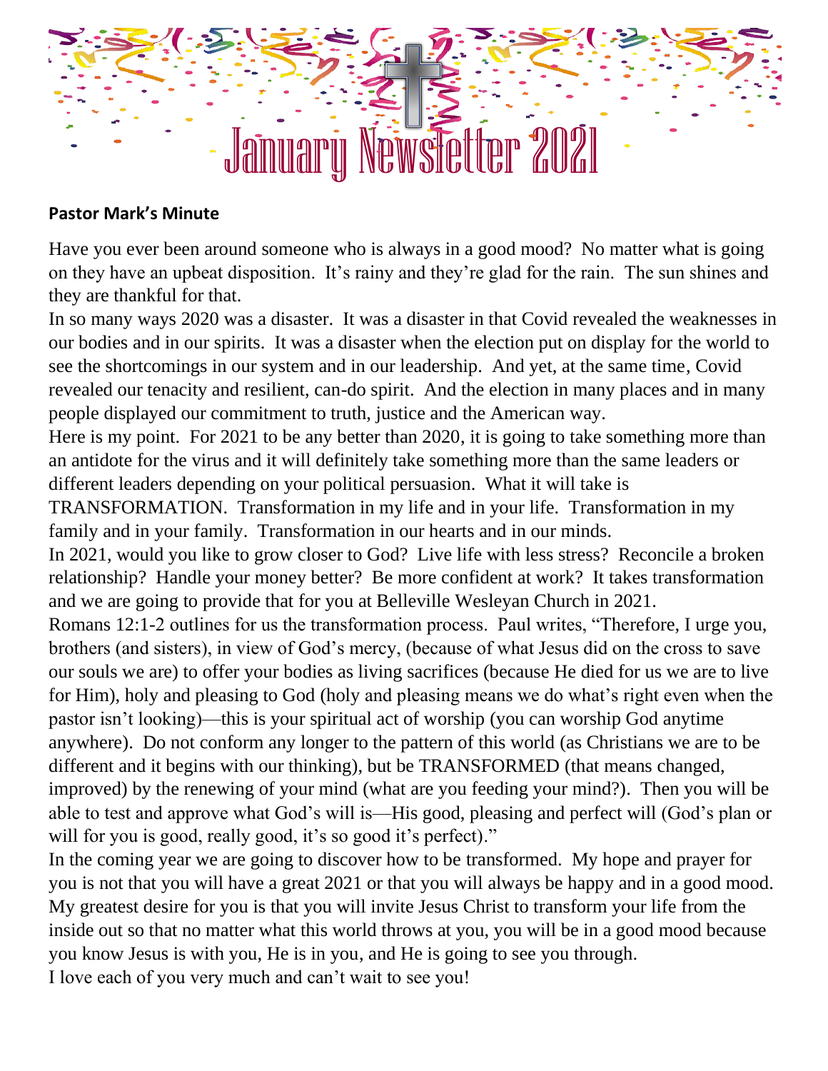# January Newsletter 2021

**Pastor Mark's Minute**

Have you ever been around someone who is always in a good mood? No matter what is going on they have an upbeat disposition. It's rainy and they're glad for the rain. The sun shines and they are thankful for that.

In so many ways 2020 was a disaster. It was a disaster in that Covid revealed the weaknesses in our bodies and in our spirits. It was a disaster when the election put on display for the world to see the shortcomings in our system and in our leadership. And yet, at the same time, Covid revealed our tenacity and resilient, can-do spirit. And the election in many places and in many people displayed our commitment to truth, justice and the American way.

Here is my point. For 2021 to be any better than 2020, it is going to take something more than an antidote for the virus and it will definitely take something more than the same leaders or different leaders depending on your political persuasion. What it will take is TRANSFORMATION. Transformation in my life and in your life. Transformation in my family and in your family. Transformation in our hearts and in our minds.

In 2021, would you like to grow closer to God? Live life with less stress? Reconcile a broken relationship? Handle your money better? Be more confident at work? It takes transformation and we are going to provide that for you at Belleville Wesleyan Church in 2021.

Romans 12:1-2 outlines for us the transformation process. Paul writes, "Therefore, I urge you, brothers (and sisters), in view of God's mercy, (because of what Jesus did on the cross to save our souls we are) to offer your bodies as living sacrifices (because He died for us we are to live for Him), holy and pleasing to God (holy and pleasing means we do what's right even when the pastor isn't looking)—this is your spiritual act of worship (you can worship God anytime anywhere). Do not conform any longer to the pattern of this world (as Christians we are to be different and it begins with our thinking), but be TRANSFORMED (that means changed, improved) by the renewing of your mind (what are you feeding your mind?). Then you will be able to test and approve what God's will is—His good, pleasing and perfect will (God's plan or will for you is good, really good, it's so good it's perfect)."

In the coming year we are going to discover how to be transformed. My hope and prayer for you is not that you will have a great 2021 or that you will always be happy and in a good mood. My greatest desire for you is that you will invite Jesus Christ to transform your life from the inside out so that no matter what this world throws at you, you will be in a good mood because you know Jesus is with you, He is in you, and He is going to see you through.

I love each of you very much and can't wait to see you!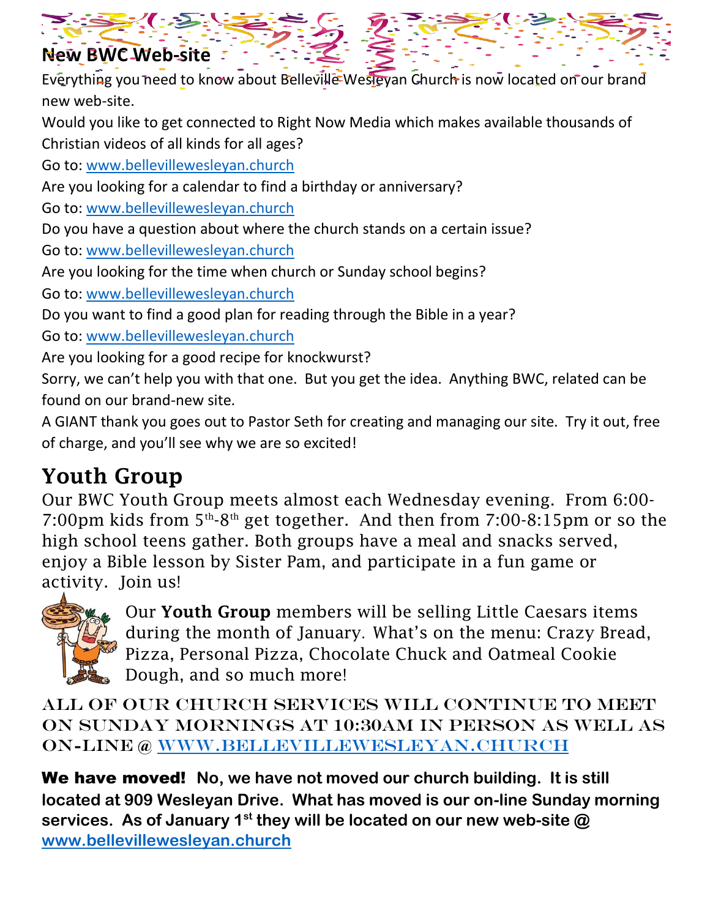## New BWC Web-site

Everything you need to know about Belleville Wesleyan Church is now located on our brand new web-site.

Would you like to get connected to Right Now Media which makes available thousands of Christian videos of all kinds for all ages?

Go to: www.bellevillewesleyan.church

Are you looking for a calendar to find a birthday or anniversary?

Go to: www.bellevillewesleyan.church

Do you have a question about where the church stands on a certain issue?

Go to: www.bellevillewesleyan.church

Are you looking for the time when church or Sunday school begins?

Go to: www.bellevillewesleyan.church

Do you want to find a good plan for reading through the Bible in a year?

Go to: www.bellevillewesleyan.church

Are you looking for a good recipe for knockwurst?

Sorry, we can't help you with that one. But you get the idea. Anything BWC, related can be found on our brand-new site.

A GIANT thank you goes out to Pastor Seth for creating and managing our site. Try it out, free of charge, and you'll see why we are so excited!

## Youth Group

Our BWC Youth Group meets almost each Wednesday evening. From 6:00-7:00pm kids from 5th-8th get together. And then from 7:00-8:15pm or so the high school teens gather. Both groups have a meal and snacks served, enjoy a Bible lesson by Sister Pam, and participate in a fun game or activity. Join us!

Our **Youth Group** members will be selling Little Caesars items during the month of January. What's on the menu: Crazy Bread, Pizza, Personal Pizza, Chocolate Chuck and Oatmeal Cookie Dough, and so much more!

ALL OF OUR CHURCH SERVICES WILL CONTINUE TO MEET ON SUNDAY MORNINGS AT 10:30AM IN PERSON AS WELL AS ON-LINE @ WWW.BELLEVILLEWESLEYAN.CHURCH

**We have moved! No, we have not moved our church building. It is still located at 909 Wesleyan Drive. What has moved is our on-line Sunday morning services. As of January 1st they will be located on our new web-site @ www.bellevillewesleyan.church**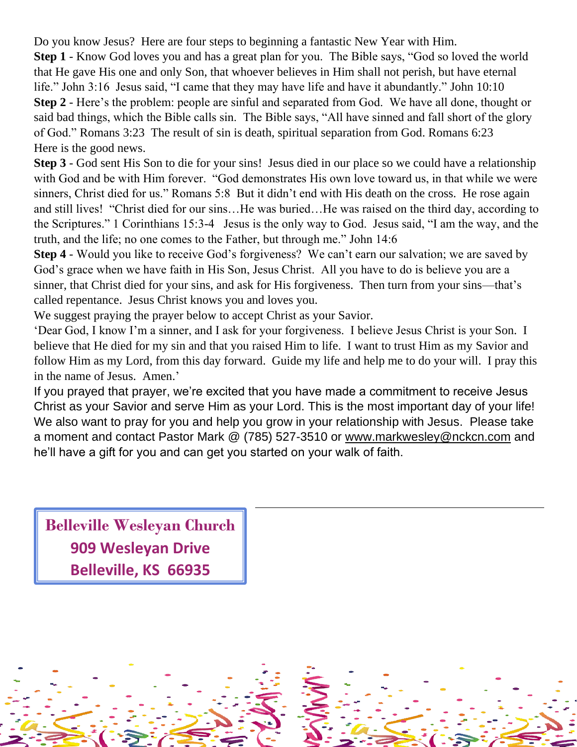Do you know Jesus? Here are four steps to beginning a fantastic New Year with Him.

**Step 1** - Know God loves you and has a great plan for you. The Bible says, “God so loved the world that He gave His one and only Son, that whoever believes in Him shall not perish, but have eternal life.” John 3:16 Jesus said, “I came that they may have life and have it abundantly.” John 10:10

**Step 2** - Here’s the problem: people are sinful and separated from God. We have all done, thought or said bad things, which the Bible calls sin. The Bible says, “All have sinned and fall short of the glory of God.” Romans 3:23 The result of sin is death, spiritual separation from God. Romans 6:23

Here is the good news.

**Step 3** - God sent His Son to die for your sins! Jesus died in our place so we could have a relationship with God and be with Him forever. “God demonstrates His own love toward us, in that while we were sinners, Christ died for us.” Romans 5:8 But it didn’t end with His death on the cross. He rose again and still lives! “Christ died for our sins…He was buried…He was raised on the third day, according to the Scriptures.” 1 Corinthians 15:3-4 Jesus is the only way to God. Jesus said, “I am the way, and the truth, and the life; no one comes to the Father, but through me.” John 14:6

**Step 4** - Would you like to receive God’s forgiveness? We can’t earn our salvation; we are saved by God’s grace when we have faith in His Son, Jesus Christ. All you have to do is believe you are a sinner, that Christ died for your sins, and ask for His forgiveness. Then turn from your sins—that’s called repentance. Jesus Christ knows you and loves you.

We suggest praying the prayer below to accept Christ as your Savior.

‘Dear God, I know I’m a sinner, and I ask for your forgiveness. I believe Jesus Christ is your Son. I believe that He died for my sin and that you raised Him to life. I want to trust Him as my Savior and follow Him as my Lord, from this day forward. Guide my life and help me to do your will. I pray this in the name of Jesus. Amen.’

If you prayed that prayer, we’re excited that you have made a commitment to receive Jesus Christ as your Savior and serve Him as your Lord. This is the most important day of your life! We also want to pray for you and help you grow in your relationship with Jesus. Please take a moment and contact Pastor Mark @ (785) 527-3510 or www.markwesley@nckcn.com and he’ll have a gift for you and can get you started on your walk of faith.

**Belleville Wesleyan Church**
**909 Wesleyan Drive**
**Belleville, KS 66935**